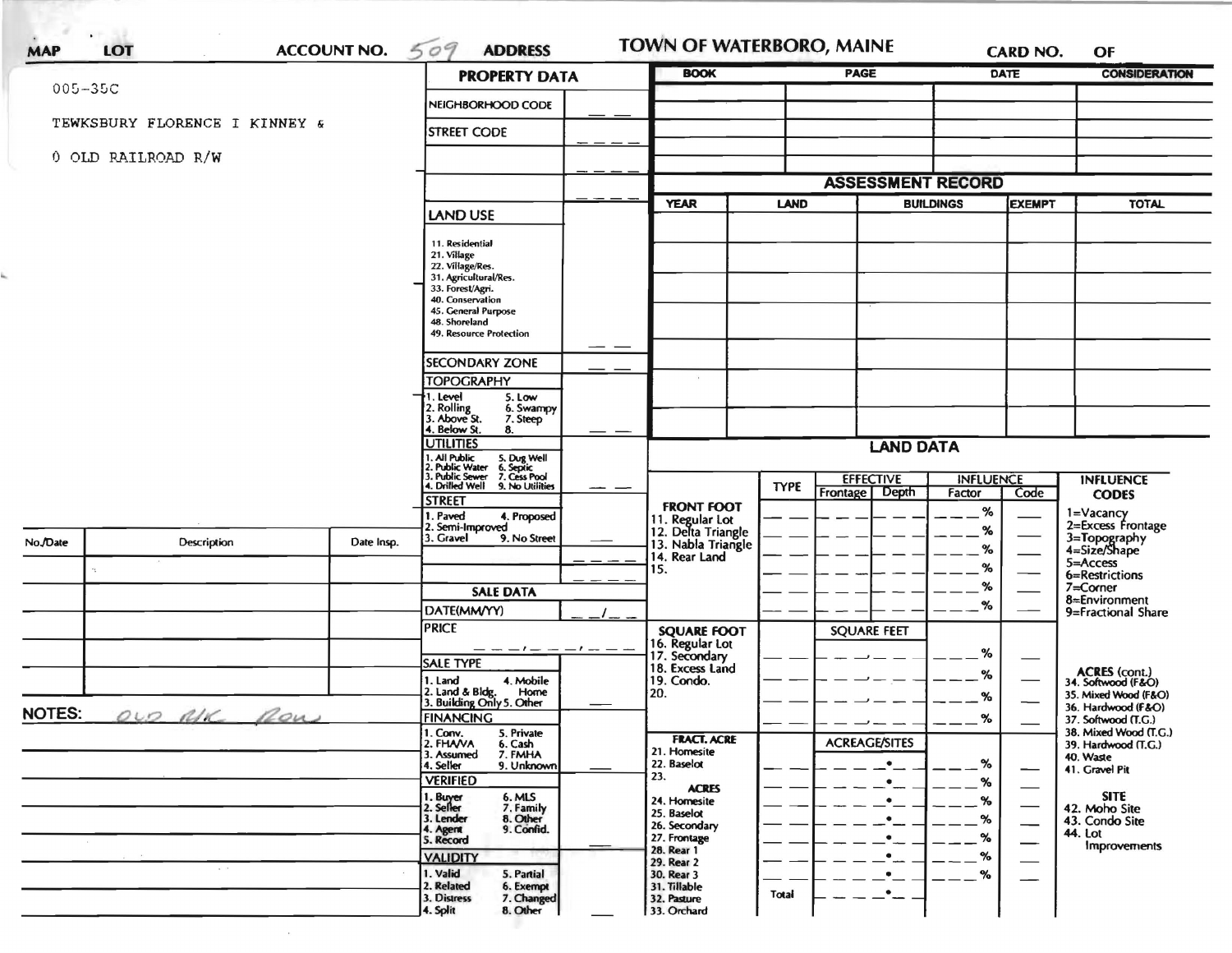MAP LOT ACCOUNT NO. 509 ADDRESS **TOWN OF WATERBORO, MAINE** CARD NO. OF

005-35C

TEWKSBURY FLORENCE I KINNEY &

0 OLD RAILROAD R/W

## PROPERTY DATA

| | |
|---|---|
| NEIGHBORHOOD CODE | |
| STREET CODE | |
| | |
| | |

**LAND USE**

11. Residential
21. Village
22. Village/Res.
31. Agricultural/Res.
33. Forest/Agri.
40. Conservation
45. General Purpose
48. Shoreland
49. Resource Protection

**SECONDARY ZONE**

**TOPOGRAPHY**

1. Level
2. Rolling
3. Above St.
4. Below St.
5. Low
6. Swampy
7. Steep
8.

**UTILITIES**

1. All Public
2. Public Water
3. Public Sewer
4. Drilled Well
5. Dug Well
6. Septic
7. Cess Pool
9. No Utilities

**STREET**

1. Paved
2. Semi-Improved
3. Gravel
4. Proposed
9. No Street

**SALE DATA**

DATE(MM/YY)

PRICE

**SALE TYPE**

1. Land
2. Land & Bldg.
3. Building Only
4. Mobile Home
5. Other

**FINANCING**

1. Conv.
2. FHA/VA
3. Assumed
4. Seller
5. Private
6. Cash
7. FMHA
9. Unknown

**VERIFIED**

1. Buyer
2. Seller
3. Lender
4. Agent
5. Record
6. MLS
7. Family
8. Other
9. Confid.

**VALIDITY**

1. Valid
2. Related
3. Distress
4. Split
5. Partial
6. Exempt
7. Changed
8. Other

| BOOK | PAGE | DATE | CONSIDERATION |
|---|---|---|---|
| | | | |
| | | | |
| | | | |
| | | | |
| | | | |

## ASSESSMENT RECORD

| YEAR | LAND | BUILDINGS | EXEMPT | TOTAL |
|---|---|---|---|---|
| | | | | |
| | | | | |
| | | | | |
| | | | | |
| | | | | |
| | | | | |
| | | | | |

## LAND DATA

| | TYPE | EFFECTIVE Frontage | EFFECTIVE Depth | INFLUENCE Factor | INFLUENCE Code |
|---|---|---|---|---|---|
| **FRONT FOOT** | | | | | |
| 11. Regular Lot | | | | % | |
| 12. Delta Triangle | | | | % | |
| 13. Nabla Triangle | | | | % | |
| 14. Rear Land | | | | % | |
| 15. | | | | % | |
| | | | | % | |
| **SQUARE FOOT** | | SQUARE FEET | | | |
| 16. Regular Lot | | | | % | |
| 17. Secondary | | | | % | |
| 18. Excess Land | | | | % | |
| 19. Condo. | | | | % | |
| 20. | | | | | |
| **FRACT. ACRE** | | ACREAGE/SITES | | | |
| 21. Homesite | | | | % | |
| 22. Baselot | | | | % | |
| 23. | | | | % | |
| **ACRES** | | | | | |
| 24. Homesite | | | | % | |
| 25. Baselot | | | | % | |
| 26. Secondary | | | | % | |
| 27. Frontage | | | | % | |
| 28. Rear 1 | | | | % | |
| 29. Rear 2 | | | | % | |
| 30. Rear 3 | | | | | |
| 31. Tillable | | | | | |
| 32. Pasture | Total | | | | |
| 33. Orchard | | | | | |

**INFLUENCE CODES**

1=Vacancy
2=Excess Frontage
3=Topography
4=Size/Shape
5=Access
6=Restrictions
7=Corner
8=Environment
9=Fractional Share

**ACRES (cont.)**

34. Softwood (F&O)
35. Mixed Wood (F&O)
36. Hardwood (F&O)
37. Softwood (T.G.)
38. Mixed Wood (T.G.)
39. Hardwood (T.G.)
40. Waste
41. Gravel Pit

**SITE**

42. Moho Site
43. Condo Site
44. Lot Improvements

| No./Date | Description | Date Insp. |
|---|---|---|
| | | |
| | | |
| | | |
| | | |
| | | |

**NOTES:** OLD RR ROW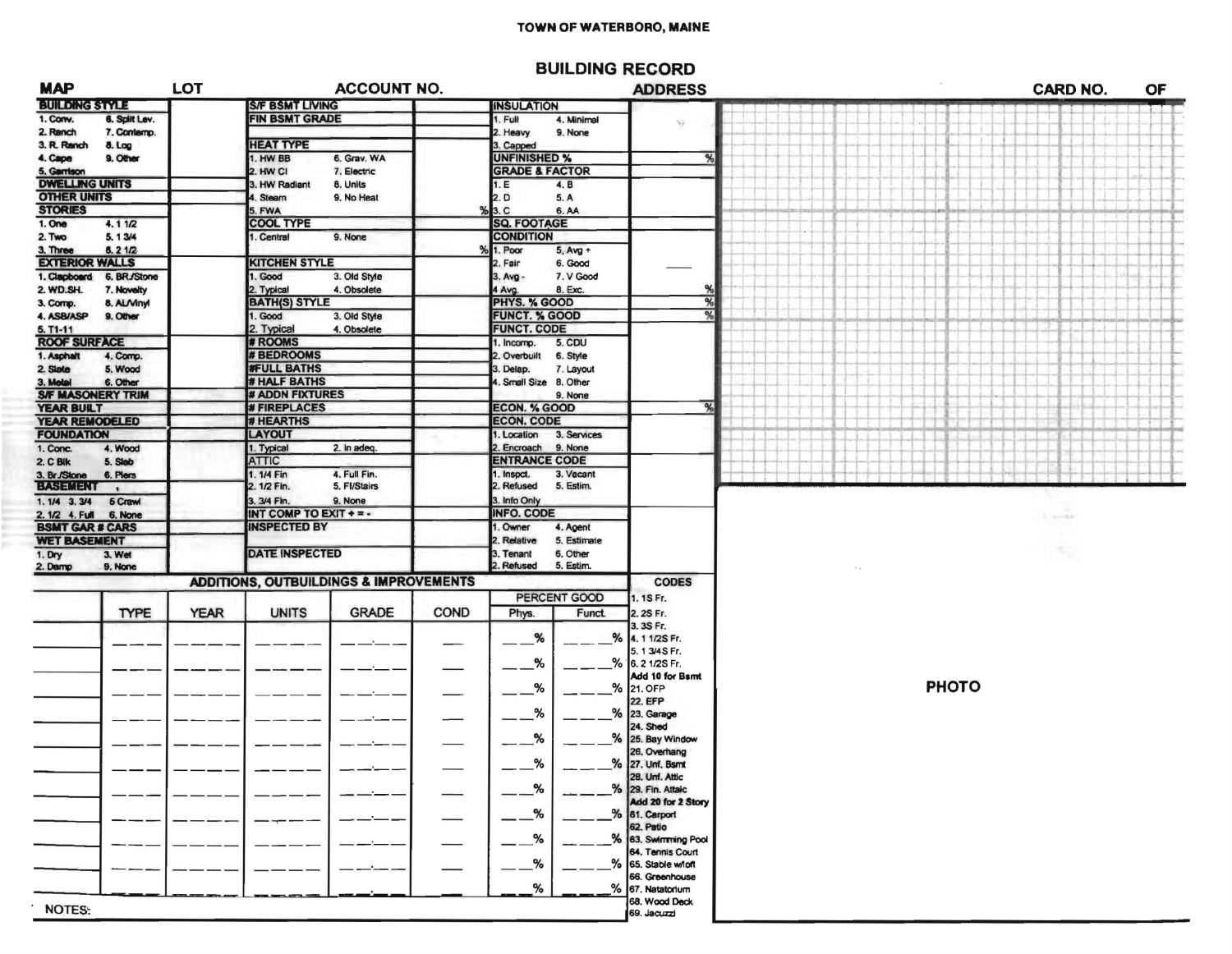TOWN OF WATERBORO, MAINE

# BUILDING RECORD

MAP LOT ACCOUNT NO. ADDRESS CARD NO. OF

| | | | | | | | |
|---|---|---|---|---|---|---|---|
| **BUILDING STYLE** | | **S/F BSMT LIVING** | | | **INSULATION** | | |
| 1. Conv. | 6. Split Lev. | **FIN BSMT GRADE** | | | 1. Full | 4. Minimal | |
| 2. Ranch | 7. Contemp. | | | | 2. Heavy | 9. None | |
| 3. R. Ranch | 8. Log | **HEAT TYPE** | | | 3. Capped | | |
| 4. Cape | 9. Other | 1. HW BB | 6. Grav. WA | | **UNFINISHED %** | | % |
| 5. Garrison | | 2. HW CI | 7. Electric | | **GRADE & FACTOR** | | |
| **DWELLING UNITS** | | 3. HW Radiant | 8. Units | | 1. E | 4. B | |
| **OTHER UNITS** | | 4. Steam | 9. No Heat | | 2. D | 5. A | |
| **STORIES** | | 5. FWA | | % | 3. C | 6. AA | |
| 1. One | 4. 1 1/2 | **COOL TYPE** | | | **SQ. FOOTAGE** | | |
| 2. Two | 5. 1 3/4 | 1. Central | 9. None | | **CONDITION** | | |
| 3. Three | 6. 2 1/2 | | | % | 1. Poor | 5. Avg + | |
| **EXTERIOR WALLS** | | **KITCHEN STYLE** | | | 2. Fair | 6. Good | |
| 1. Clapboard | 6. BR/Stone | 1. Good | 3. Old Style | | 3. Avg - | 7. V Good | |
| 2. WD.SH. | 7. Novelty | 2. Typical | 4. Obsolete | | 4 Avg. | 8. Exc. | % |
| 3. Comp. | 8. AL/Vinyl | **BATH(S) STYLE** | | | **PHYS. % GOOD** | | % |
| 4. ASB/ASP | 9. Other | 1. Good | 3. Old Style | | **FUNCT. % GOOD** | | % |
| 5. T1-11 | | 2. Typical | 4. Obsolete | | **FUNCT. CODE** | | |
| **ROOF SURFACE** | | **# ROOMS** | | | 1. Incomp. | 5. CDU | |
| 1. Asphalt | 4. Comp. | **# BEDROOMS** | | | 2. Overbuilt | 6. Style | |
| 2. Slate | 5. Wood | **#FULL BATHS** | | | 3. Delap. | 7. Layout | |
| 3. Metal | 6. Other | **# HALF BATHS** | | | 4. Small Size | 8. Other | |
| **S/F MASONERY TRIM** | | **# ADDN FIXTURES** | | | | 9. None | |
| **YEAR BUILT** | | **# FIREPLACES** | | | **ECON. % GOOD** | | % |
| **YEAR REMODELED** | | **# HEARTHS** | | | **ECON. CODE** | | |
| **FOUNDATION** | | **LAYOUT** | | | 1. Location | 3. Services | |
| 1. Conc. | 4. Wood | 1. Typical | 2. In adeq. | | 2. Encroach | 9. None | |
| 2. C Blk | 5. Slab | **ATTIC** | | | **ENTRANCE CODE** | | |
| 3. Br./Stone | 6. Piers | 1. 1/4 Fin | 4. Full Fin. | | 1. Inspct. | 3. Vacant | |
| **BASEMENT** | | 2. 1/2 Fin. | 5. Fl/Stairs | | 2. Refused | 5. Estim. | |
| 1. 1/4 3. 3/4 | 5 Crawl | 3. 3/4 Fin. | 9. None | | 3. Info Only | | |
| 2. 1/2 4. Full | 6. None | **INT COMP TO EXIT + = -** | | | **INFO. CODE** | | |
| **BSMT GAR # CARS** | | **INSPECTED BY** | | | 1. Owner | 4. Agent | |
| **WET BASEMENT** | | | | | 2. Relative | 5. Estimate | |
| 1. Dry | 3. Wet | **DATE INSPECTED** | | | 3. Tenant | 6. Other | |
| 2. Damp | 9. None | | | | 2. Refused | 5. Estim. | |

## ADDITIONS, OUTBUILDINGS & IMPROVEMENTS

| | TYPE | YEAR | UNITS | GRADE | COND | PERCENT GOOD Phys. | PERCENT GOOD Funct. |
|---|---|---|---|---|---|---|---|
| | | | | | | % | % |
| | | | | | | % | % |
| | | | | | | % | % |
| | | | | | | % | % |
| | | | | | | % | % |
| | | | | | | % | % |
| | | | | | | % | % |
| | | | | | | % | % |
| | | | | | | % | % |
| | | | | | | % | % |
| | | | | | | % | % |

NOTES:

**CODES**

1. 1S Fr.
2. 2S Fr.
3. 3S Fr.
4. 1 1/2S Fr.
5. 1 3/4S Fr.
6. 2 1/2S Fr.

**Add 10 for Bsmt**

21. OFP
22. EFP
23. Garage
24. Shed
25. Bay Window
26. Overhang
27. Unf. Bsmt
28. Unf. Attic
29. Fin. Attaic

**Add 20 for 2 Story**

61. Carport
62. Patio
63. Swimming Pool
64. Tennis Court
65. Stable w/loft
66. Greenhouse
67. Natatorium
68. Wood Deck
69. Jacuzzi

PHOTO